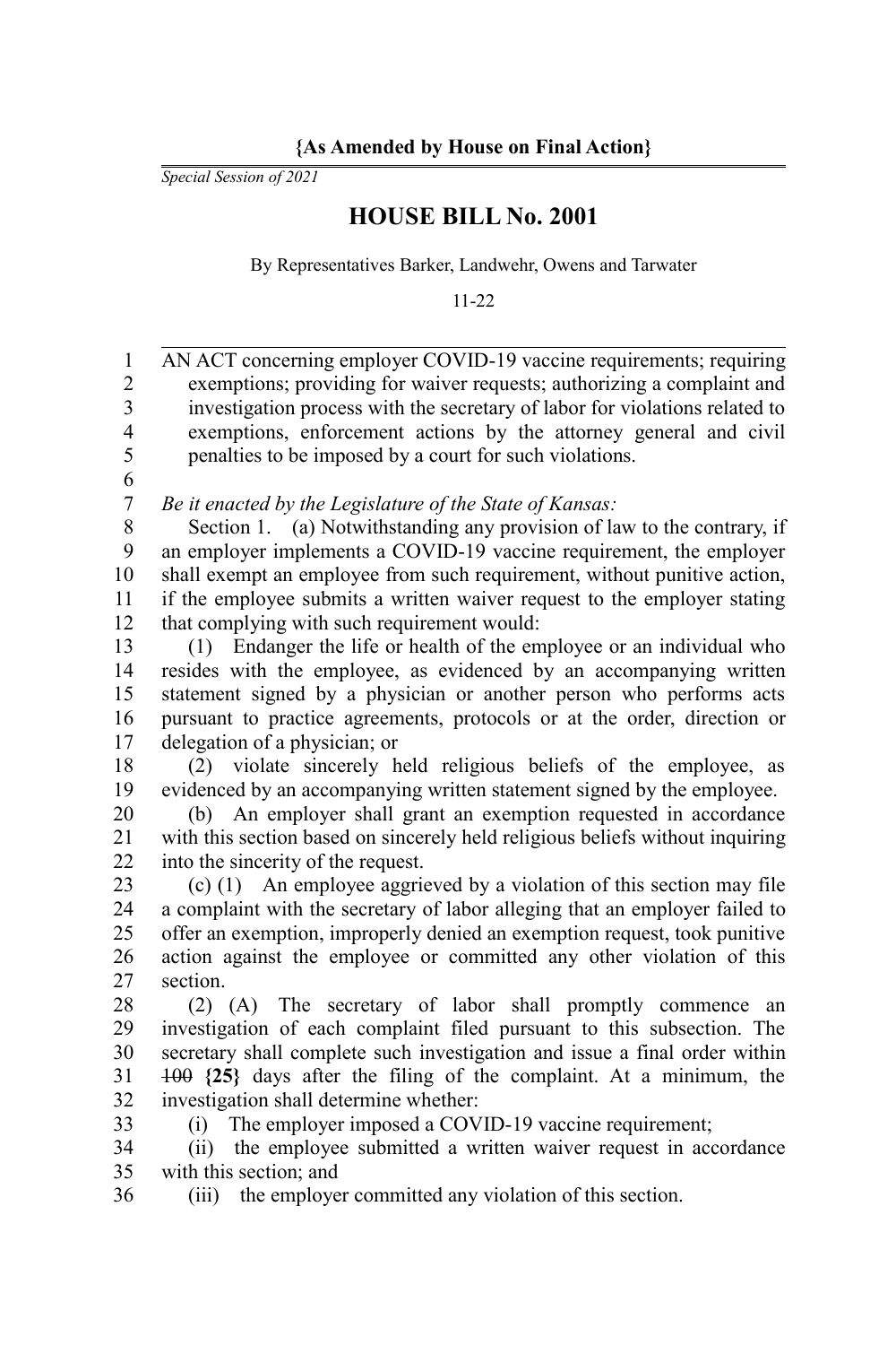**{As Amended by House on Final Action}**

*Special Session of 2021*

# HOUSE BILL No. 2001

By Representatives Barker, Landwehr, Owens and Tarwater

11-22

AN ACT concerning employer COVID-19 vaccine requirements; requiring exemptions; providing for waiver requests; authorizing a complaint and investigation process with the secretary of labor for violations related to exemptions, enforcement actions by the attorney general and civil penalties to be imposed by a court for such violations.

*Be it enacted by the Legislature of the State of Kansas:*

Section 1. (a) Notwithstanding any provision of law to the contrary, if an employer implements a COVID-19 vaccine requirement, the employer shall exempt an employee from such requirement, without punitive action, if the employee submits a written waiver request to the employer stating that complying with such requirement would:

(1) Endanger the life or health of the employee or an individual who resides with the employee, as evidenced by an accompanying written statement signed by a physician or another person who performs acts pursuant to practice agreements, protocols or at the order, direction or delegation of a physician; or

(2) violate sincerely held religious beliefs of the employee, as evidenced by an accompanying written statement signed by the employee.

(b) An employer shall grant an exemption requested in accordance with this section based on sincerely held religious beliefs without inquiring into the sincerity of the request.

(c) (1) An employee aggrieved by a violation of this section may file a complaint with the secretary of labor alleging that an employer failed to offer an exemption, improperly denied an exemption request, took punitive action against the employee or committed any other violation of this section.

(2) (A) The secretary of labor shall promptly commence an investigation of each complaint filed pursuant to this subsection. The secretary shall complete such investigation and issue a final order within ~~100~~ **{25}** days after the filing of the complaint. At a minimum, the investigation shall determine whether:

(i) The employer imposed a COVID-19 vaccine requirement;

(ii) the employee submitted a written waiver request in accordance with this section; and

(iii) the employer committed any violation of this section.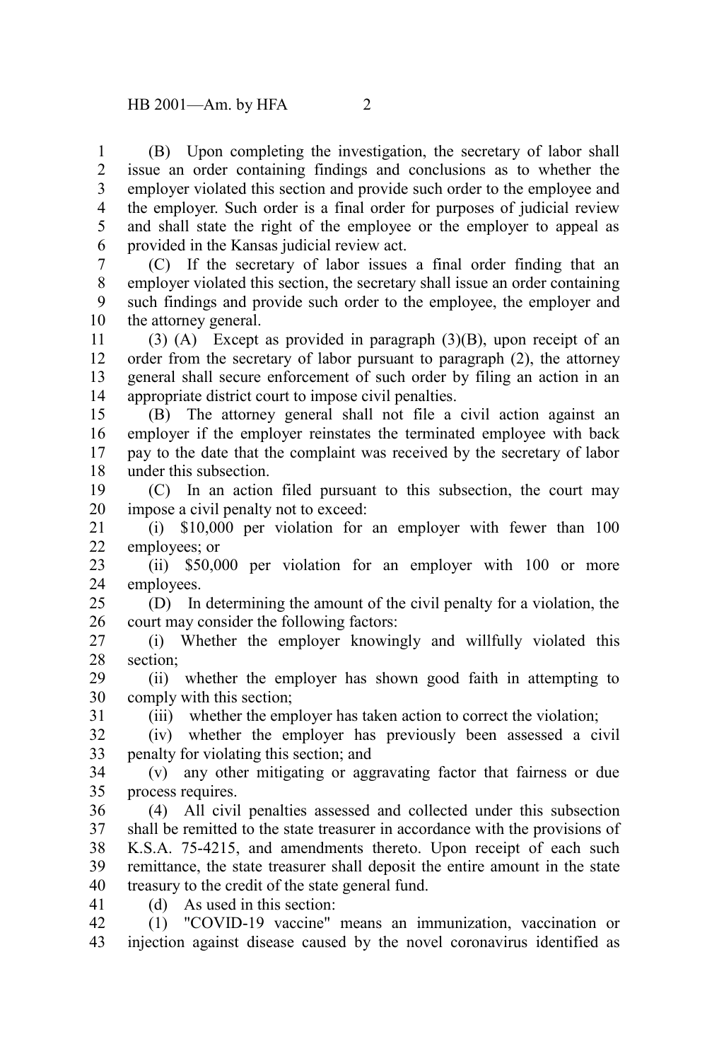(B) Upon completing the investigation, the secretary of labor shall issue an order containing findings and conclusions as to whether the employer violated this section and provide such order to the employee and the employer. Such order is a final order for purposes of judicial review and shall state the right of the employee or the employer to appeal as provided in the Kansas judicial review act.

(C) If the secretary of labor issues a final order finding that an employer violated this section, the secretary shall issue an order containing such findings and provide such order to the employee, the employer and the attorney general.

(3) (A) Except as provided in paragraph (3)(B), upon receipt of an order from the secretary of labor pursuant to paragraph (2), the attorney general shall secure enforcement of such order by filing an action in an appropriate district court to impose civil penalties.

(B) The attorney general shall not file a civil action against an employer if the employer reinstates the terminated employee with back pay to the date that the complaint was received by the secretary of labor under this subsection.

(C) In an action filed pursuant to this subsection, the court may impose a civil penalty not to exceed:

(i) $10,000 per violation for an employer with fewer than 100 employees; or

(ii) $50,000 per violation for an employer with 100 or more employees.

(D) In determining the amount of the civil penalty for a violation, the court may consider the following factors:

(i) Whether the employer knowingly and willfully violated this section;

(ii) whether the employer has shown good faith in attempting to comply with this section;

(iii) whether the employer has taken action to correct the violation;

(iv) whether the employer has previously been assessed a civil penalty for violating this section; and

(v) any other mitigating or aggravating factor that fairness or due process requires.

(4) All civil penalties assessed and collected under this subsection shall be remitted to the state treasurer in accordance with the provisions of K.S.A. 75-4215, and amendments thereto. Upon receipt of each such remittance, the state treasurer shall deposit the entire amount in the state treasury to the credit of the state general fund.

(d) As used in this section:

(1) "COVID-19 vaccine" means an immunization, vaccination or injection against disease caused by the novel coronavirus identified as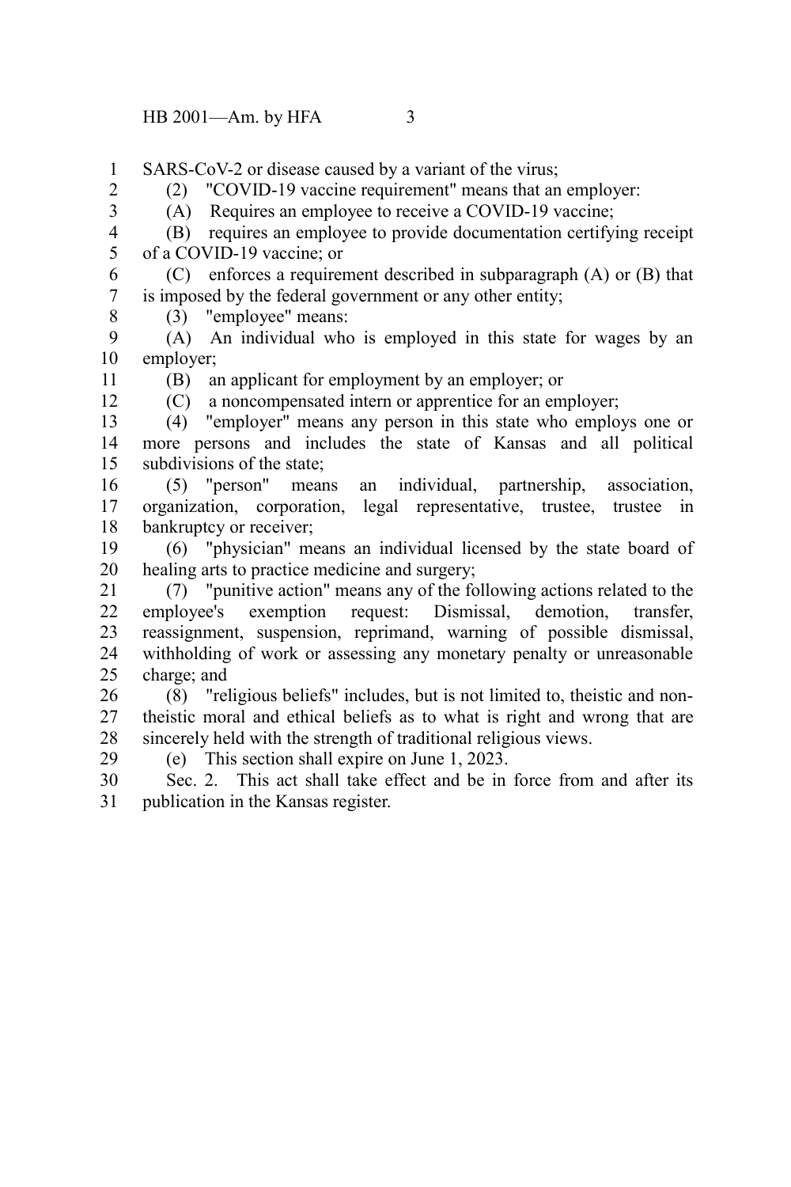SARS-CoV-2 or disease caused by a variant of the virus;

(2) "COVID-19 vaccine requirement" means that an employer:

(A) Requires an employee to receive a COVID-19 vaccine;

(B) requires an employee to provide documentation certifying receipt of a COVID-19 vaccine; or

(C) enforces a requirement described in subparagraph (A) or (B) that is imposed by the federal government or any other entity;

(3) "employee" means:

(A) An individual who is employed in this state for wages by an employer;

(B) an applicant for employment by an employer; or

(C) a noncompensated intern or apprentice for an employer;

(4) "employer" means any person in this state who employs one or more persons and includes the state of Kansas and all political subdivisions of the state;

(5) "person" means an individual, partnership, association, organization, corporation, legal representative, trustee, trustee in bankruptcy or receiver;

(6) "physician" means an individual licensed by the state board of healing arts to practice medicine and surgery;

(7) "punitive action" means any of the following actions related to the employee's exemption request: Dismissal, demotion, transfer, reassignment, suspension, reprimand, warning of possible dismissal, withholding of work or assessing any monetary penalty or unreasonable charge; and

(8) "religious beliefs" includes, but is not limited to, theistic and non-theistic moral and ethical beliefs as to what is right and wrong that are sincerely held with the strength of traditional religious views.

(e) This section shall expire on June 1, 2023.

Sec. 2. This act shall take effect and be in force from and after its publication in the Kansas register.